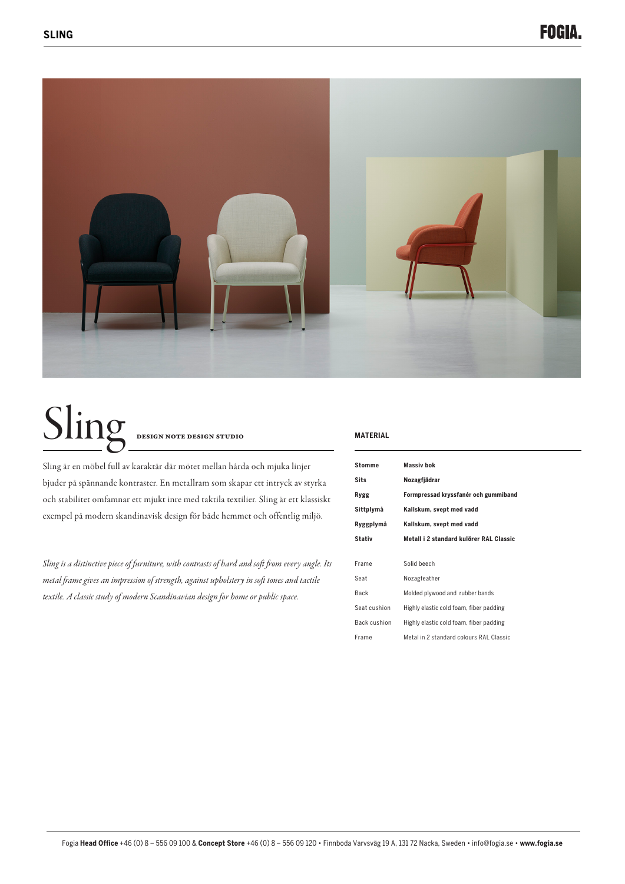# Sling

DESIGN NOTE DESIGN STUDIO

Sling är en möbel full av karaktär där mötet mellan hårda och mjuka linjer bjuder på spännande kontraster. En metallram som skapar ett intryck av styrka och stabilitet omfamnar ett mjukt inre med taktila textilier. Sling är ett klassiskt exempel på modern skandinavisk design för både hemmet och offentlig miljö.

*Sling is a distinctive piece of furniture, with contrasts of hard and soft from every angle. Its metal frame gives an impression of strength, against upholstery in soft tones and tactile textile. A classic study of modern Scandinavian design for home or public space.*

## MATERIAL

| | |
|---|---|
| **Stomme** | **Massiv bok** |
| **Sits** | **Nozagfjädrar** |
| **Rygg** | **Formpressad kryssfanér och gummiband** |
| **Sittplymå** | **Kallskum, svept med vadd** |
| **Ryggplymå** | **Kallskum, svept med vadd** |
| **Stativ** | **Metall i 2 standard kulörer RAL Classic** |

| | |
|---|---|
| Frame | Solid beech |
| Seat | Nozagfeather |
| Back | Molded plywood and rubber bands |
| Seat cushion | Highly elastic cold foam, fiber padding |
| Back cushion | Highly elastic cold foam, fiber padding |
| Frame | Metal in 2 standard colours RAL Classic |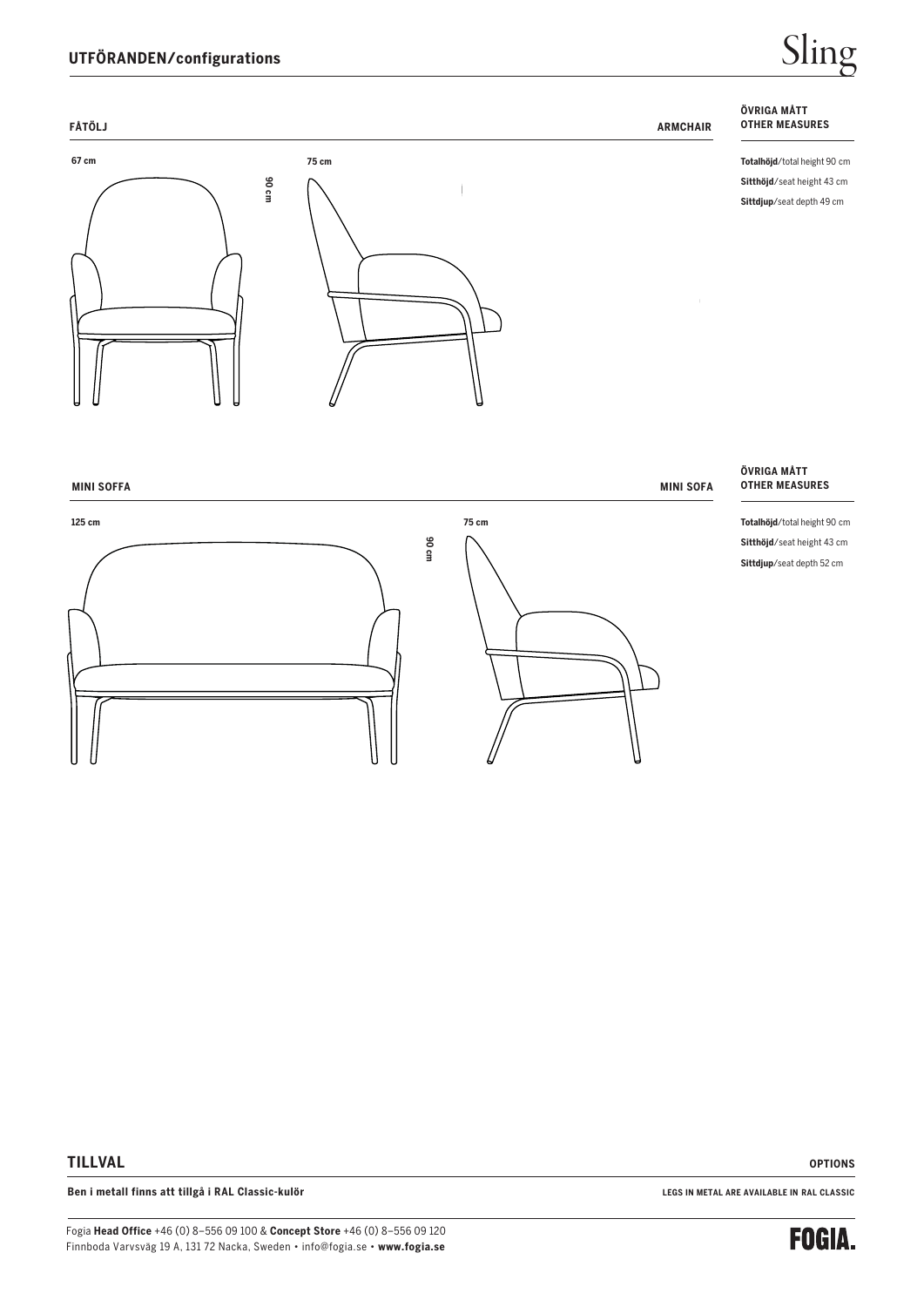## UTFÖRANDEN/configurations

Sling

### FÅTÖLJ — ARMCHAIR

67 cm

90 cm

75 cm

**ÖVRIGA MÅTT**
**OTHER MEASURES**

**Totalhöjd**/total height 90 cm
**Sitthöjd**/seat height 43 cm
**Sittdjup**/seat depth 49 cm

### MINI SOFFA — MINI SOFA

125 cm

90 cm

75 cm

**ÖVRIGA MÅTT**
**OTHER MEASURES**

**Totalhöjd**/total height 90 cm
**Sitthöjd**/seat height 43 cm
**Sittdjup**/seat depth 52 cm

## TILLVAL — OPTIONS

**Ben i metall finns att tillgå i RAL Classic-kulör**

**LEGS IN METAL ARE AVAILABLE IN RAL CLASSIC**

Fogia **Head Office** +46 (0) 8–556 09 100 & **Concept Store** +46 (0) 8–556 09 120
Finnboda Varvsväg 19 A, 131 72 Nacka, Sweden • info@fogia.se • **www.fogia.se**

FOGIA.